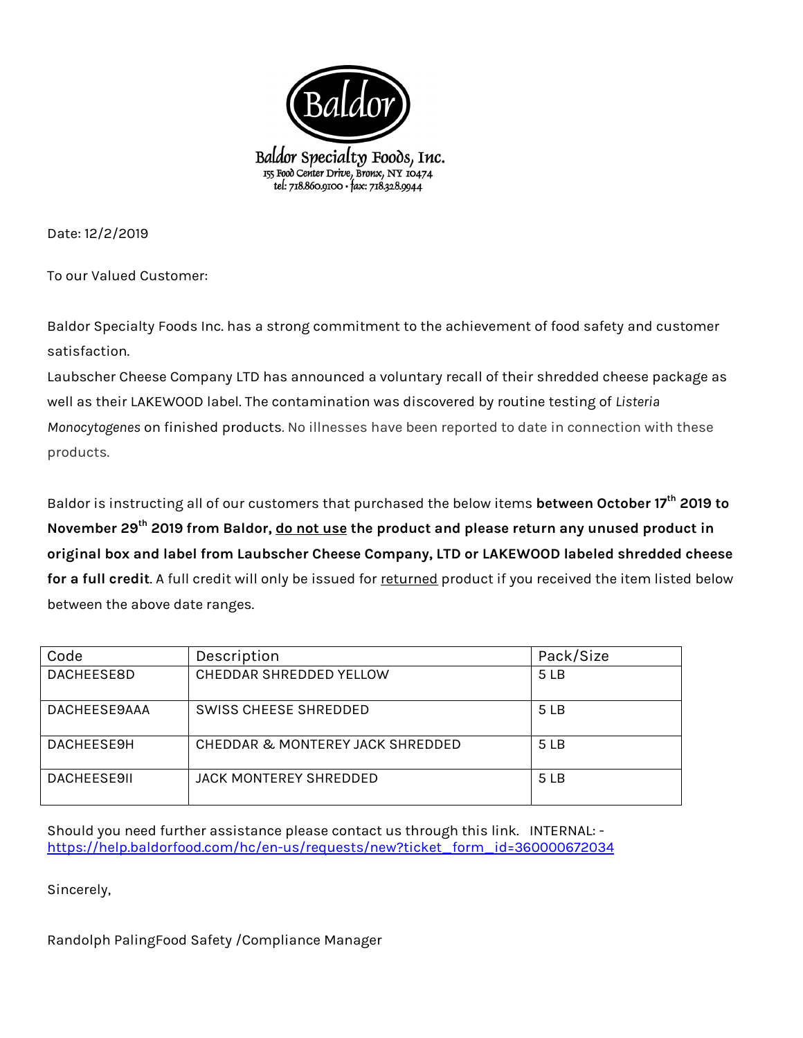**Baldor**

**Baldor Specialty Foods, Inc.**
155 Food Center Drive, Bronx, NY 10474
tel: 718.860.9100 • fax: 718.328.9944

Date: 12/2/2019

To our Valued Customer:

Baldor Specialty Foods Inc. has a strong commitment to the achievement of food safety and customer satisfaction.
Laubscher Cheese Company LTD has announced a voluntary recall of their shredded cheese package as well as their LAKEWOOD label. The contamination was discovered by routine testing of *Listeria Monocytogenes* on finished products. No illnesses have been reported to date in connection with these products.

Baldor is instructing all of our customers that purchased the below items **between October 17th 2019 to November 29th 2019 from Baldor, do not use the product and please return any unused product in original box and label from Laubscher Cheese Company, LTD or LAKEWOOD labeled shredded cheese for a full credit**. A full credit will only be issued for returned product if you received the item listed below between the above date ranges.

| Code | Description | Pack/Size |
|---|---|---|
| DACHEESE8D | CHEDDAR SHREDDED YELLOW | 5 LB |
| DACHEESE9AAA | SWISS CHEESE SHREDDED | 5 LB |
| DACHEESE9H | CHEDDAR & MONTEREY JACK SHREDDED | 5 LB |
| DACHEESE9II | JACK MONTEREY SHREDDED | 5 LB |

Should you need further assistance please contact us through this link. INTERNAL: - https://help.baldorfood.com/hc/en-us/requests/new?ticket_form_id=360000672034

Sincerely,

Randolph PalingFood Safety /Compliance Manager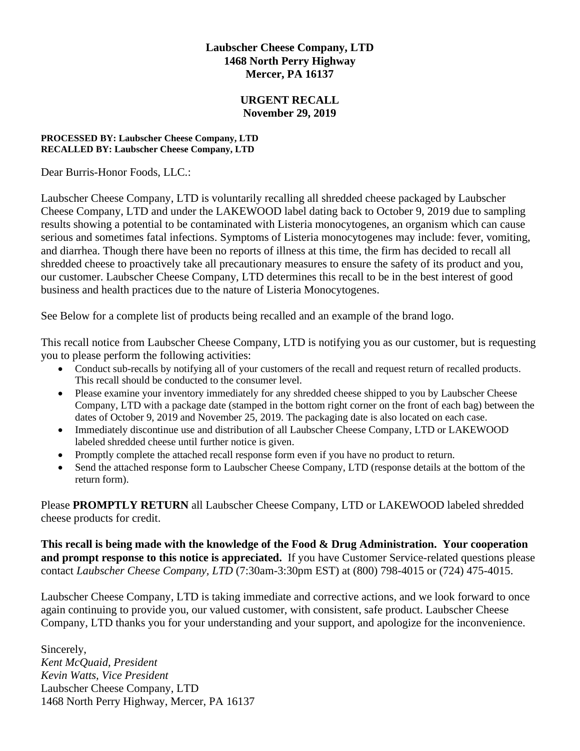**Laubscher Cheese Company, LTD**
**1468 North Perry Highway**
**Mercer, PA 16137**

**URGENT RECALL**
**November 29, 2019**

**PROCESSED BY: Laubscher Cheese Company, LTD**
**RECALLED BY: Laubscher Cheese Company, LTD**

Dear Burris-Honor Foods, LLC.:

Laubscher Cheese Company, LTD is voluntarily recalling all shredded cheese packaged by Laubscher Cheese Company, LTD and under the LAKEWOOD label dating back to October 9, 2019 due to sampling results showing a potential to be contaminated with Listeria monocytogenes, an organism which can cause serious and sometimes fatal infections. Symptoms of Listeria monocytogenes may include: fever, vomiting, and diarrhea. Though there have been no reports of illness at this time, the firm has decided to recall all shredded cheese to proactively take all precautionary measures to ensure the safety of its product and you, our customer. Laubscher Cheese Company, LTD determines this recall to be in the best interest of good business and health practices due to the nature of Listeria Monocytogenes.

See Below for a complete list of products being recalled and an example of the brand logo.

This recall notice from Laubscher Cheese Company, LTD is notifying you as our customer, but is requesting you to please perform the following activities:

- Conduct sub-recalls by notifying all of your customers of the recall and request return of recalled products. This recall should be conducted to the consumer level.
- Please examine your inventory immediately for any shredded cheese shipped to you by Laubscher Cheese Company, LTD with a package date (stamped in the bottom right corner on the front of each bag) between the dates of October 9, 2019 and November 25, 2019. The packaging date is also located on each case.
- Immediately discontinue use and distribution of all Laubscher Cheese Company, LTD or LAKEWOOD labeled shredded cheese until further notice is given.
- Promptly complete the attached recall response form even if you have no product to return.
- Send the attached response form to Laubscher Cheese Company, LTD (response details at the bottom of the return form).

Please **PROMPTLY RETURN** all Laubscher Cheese Company, LTD or LAKEWOOD labeled shredded cheese products for credit.

**This recall is being made with the knowledge of the Food & Drug Administration. Your cooperation and prompt response to this notice is appreciated.** If you have Customer Service-related questions please contact *Laubscher Cheese Company, LTD* (7:30am-3:30pm EST) at (800) 798-4015 or (724) 475-4015.

Laubscher Cheese Company, LTD is taking immediate and corrective actions, and we look forward to once again continuing to provide you, our valued customer, with consistent, safe product. Laubscher Cheese Company, LTD thanks you for your understanding and your support, and apologize for the inconvenience.

Sincerely,
*Kent McQuaid, President*
*Kevin Watts, Vice President*
Laubscher Cheese Company, LTD
1468 North Perry Highway, Mercer, PA 16137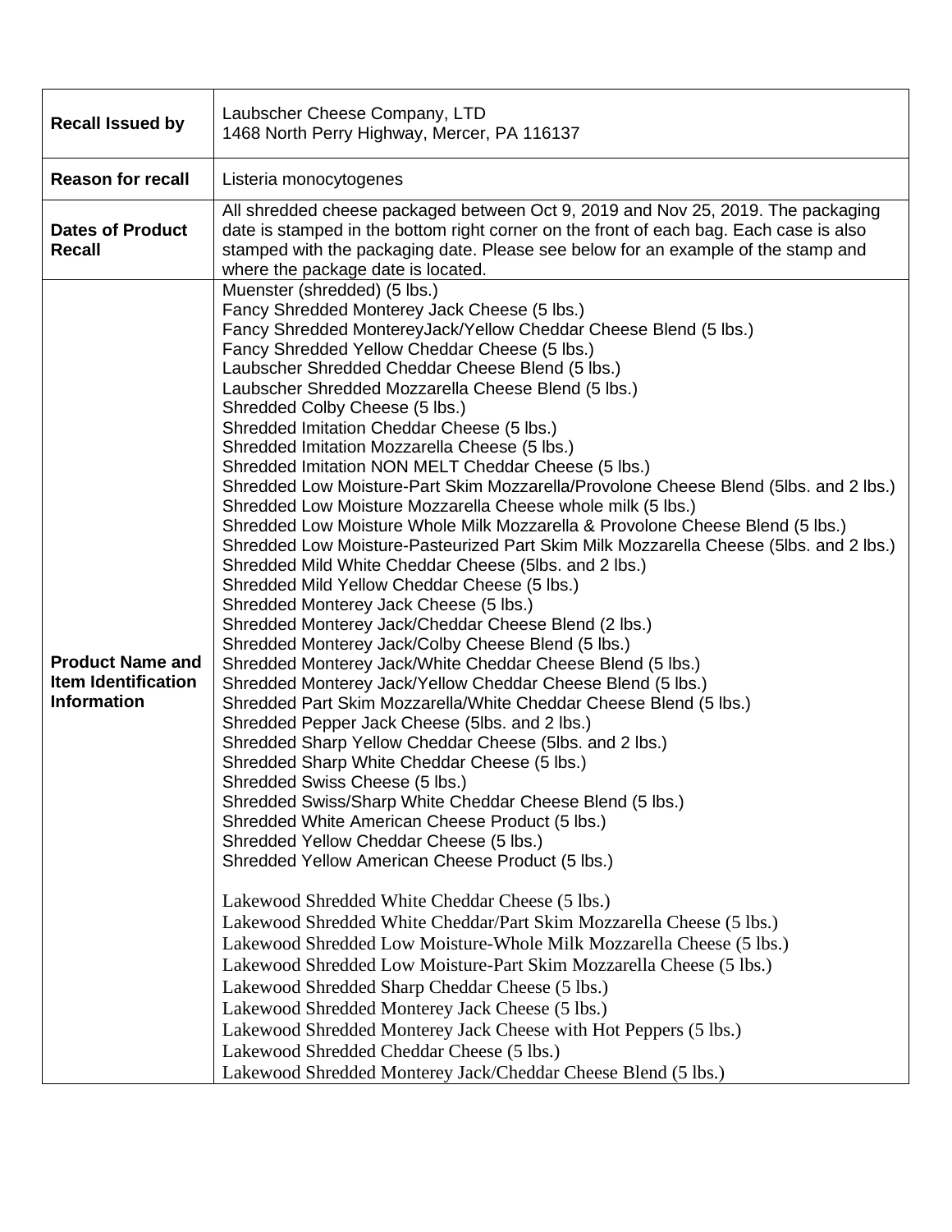| Recall Issued by | Laubscher Cheese Company, LTD<br>1468 North Perry Highway, Mercer, PA 116137 |
|---|---|
| **Reason for recall** | Listeria monocytogenes |
| **Dates of Product Recall** | All shredded cheese packaged between Oct 9, 2019 and Nov 25, 2019. The packaging date is stamped in the bottom right corner on the front of each bag. Each case is also stamped with the packaging date. Please see below for an example of the stamp and where the package date is located. |
| **Product Name and Item Identification Information** | Muenster (shredded) (5 lbs.)<br>Fancy Shredded Monterey Jack Cheese (5 lbs.)<br>Fancy Shredded MontereyJack/Yellow Cheddar Cheese Blend (5 lbs.)<br>Fancy Shredded Yellow Cheddar Cheese (5 lbs.)<br>Laubscher Shredded Cheddar Cheese Blend (5 lbs.)<br>Laubscher Shredded Mozzarella Cheese Blend (5 lbs.)<br>Shredded Colby Cheese (5 lbs.)<br>Shredded Imitation Cheddar Cheese (5 lbs.)<br>Shredded Imitation Mozzarella Cheese (5 lbs.)<br>Shredded Imitation NON MELT Cheddar Cheese (5 lbs.)<br>Shredded Low Moisture-Part Skim Mozzarella/Provolone Cheese Blend (5lbs. and 2 lbs.)<br>Shredded Low Moisture Mozzarella Cheese whole milk (5 lbs.)<br>Shredded Low Moisture Whole Milk Mozzarella & Provolone Cheese Blend (5 lbs.)<br>Shredded Low Moisture-Pasteurized Part Skim Milk Mozzarella Cheese (5lbs. and 2 lbs.)<br>Shredded Mild White Cheddar Cheese (5lbs. and 2 lbs.)<br>Shredded Mild Yellow Cheddar Cheese (5 lbs.)<br>Shredded Monterey Jack Cheese (5 lbs.)<br>Shredded Monterey Jack/Cheddar Cheese Blend (2 lbs.)<br>Shredded Monterey Jack/Colby Cheese Blend (5 lbs.)<br>Shredded Monterey Jack/White Cheddar Cheese Blend (5 lbs.)<br>Shredded Monterey Jack/Yellow Cheddar Cheese Blend (5 lbs.)<br>Shredded Part Skim Mozzarella/White Cheddar Cheese Blend (5 lbs.)<br>Shredded Pepper Jack Cheese (5lbs. and 2 lbs.)<br>Shredded Sharp Yellow Cheddar Cheese (5lbs. and 2 lbs.)<br>Shredded Sharp White Cheddar Cheese (5 lbs.)<br>Shredded Swiss Cheese (5 lbs.)<br>Shredded Swiss/Sharp White Cheddar Cheese Blend (5 lbs.)<br>Shredded White American Cheese Product (5 lbs.)<br>Shredded Yellow Cheddar Cheese (5 lbs.)<br>Shredded Yellow American Cheese Product (5 lbs.)<br><br>Lakewood Shredded White Cheddar Cheese (5 lbs.)<br>Lakewood Shredded White Cheddar/Part Skim Mozzarella Cheese (5 lbs.)<br>Lakewood Shredded Low Moisture-Whole Milk Mozzarella Cheese (5 lbs.)<br>Lakewood Shredded Low Moisture-Part Skim Mozzarella Cheese (5 lbs.)<br>Lakewood Shredded Sharp Cheddar Cheese (5 lbs.)<br>Lakewood Shredded Monterey Jack Cheese (5 lbs.)<br>Lakewood Shredded Monterey Jack Cheese with Hot Peppers (5 lbs.)<br>Lakewood Shredded Cheddar Cheese (5 lbs.)<br>Lakewood Shredded Monterey Jack/Cheddar Cheese Blend (5 lbs.) |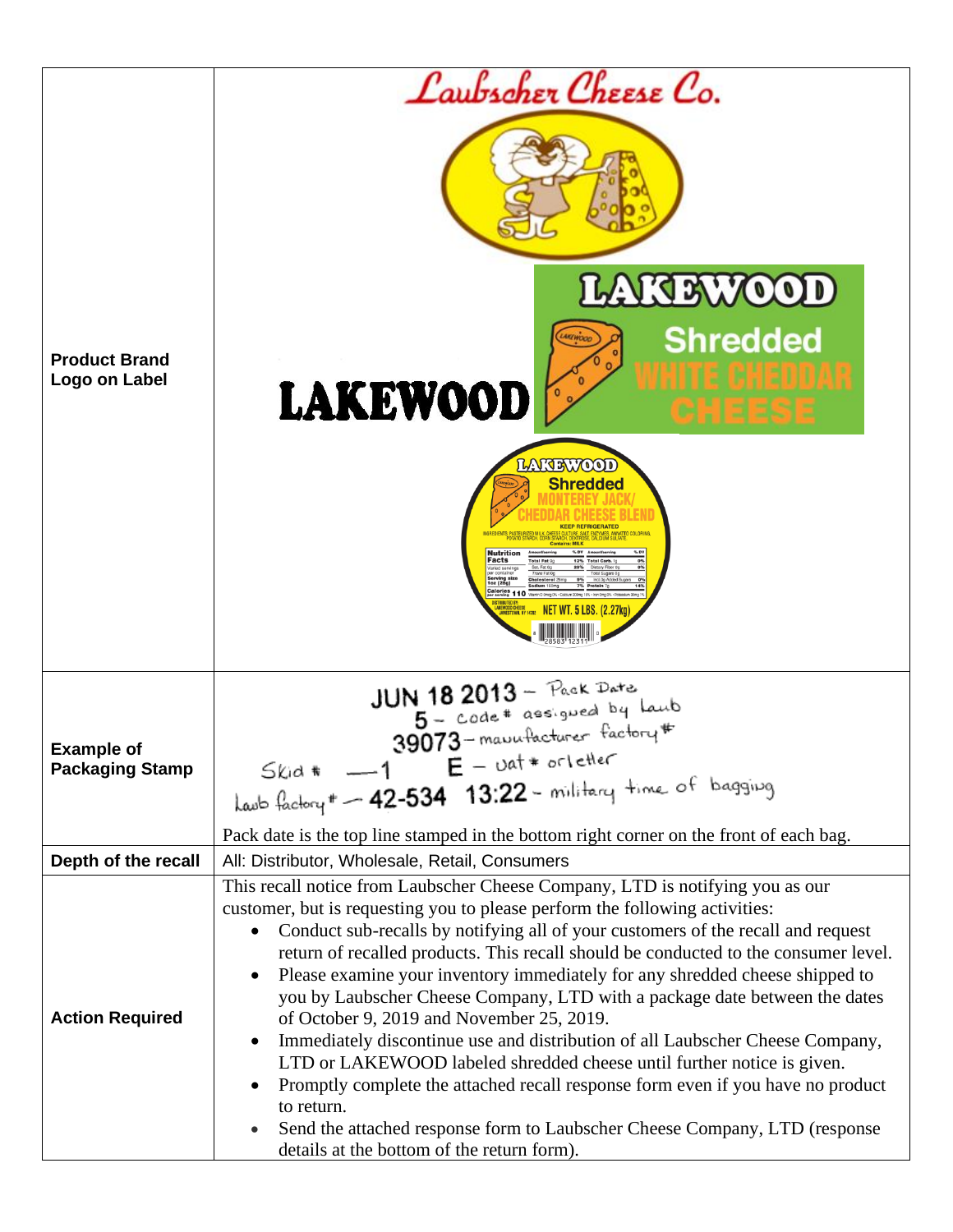| | |
|---|---|
| **Product Brand Logo on Label** | Laubscher Cheese Co.<br>LAKEWOOD<br>LAKEWOOD Shredded WHITE CHEDDAR CHEESE<br>LAKEWOOD Shredded MONTEREY JACK/ CHEDDAR CHEESE BLEND<br>KEEP REFRIGERATED<br>NET WT. 5 LBS. (2.27kg) |
| **Example of Packaging Stamp** | JUN 18 2013 – Pack Date<br>5 – code # assigned by Laub<br>39073 – manufacturer factory #<br>Skid # — 1 E – vat # or letter<br>Laub factory # — 42-534 13:22 – military time of bagging<br><br>Pack date is the top line stamped in the bottom right corner on the front of each bag. |
| **Depth of the recall** | All: Distributor, Wholesale, Retail, Consumers |
| **Action Required** | This recall notice from Laubscher Cheese Company, LTD is notifying you as our customer, but is requesting you to please perform the following activities:<br>• Conduct sub-recalls by notifying all of your customers of the recall and request return of recalled products. This recall should be conducted to the consumer level.<br>• Please examine your inventory immediately for any shredded cheese shipped to you by Laubscher Cheese Company, LTD with a package date between the dates of October 9, 2019 and November 25, 2019.<br>• Immediately discontinue use and distribution of all Laubscher Cheese Company, LTD or LAKEWOOD labeled shredded cheese until further notice is given.<br>• Promptly complete the attached recall response form even if you have no product to return.<br>• Send the attached response form to Laubscher Cheese Company, LTD (response details at the bottom of the return form). |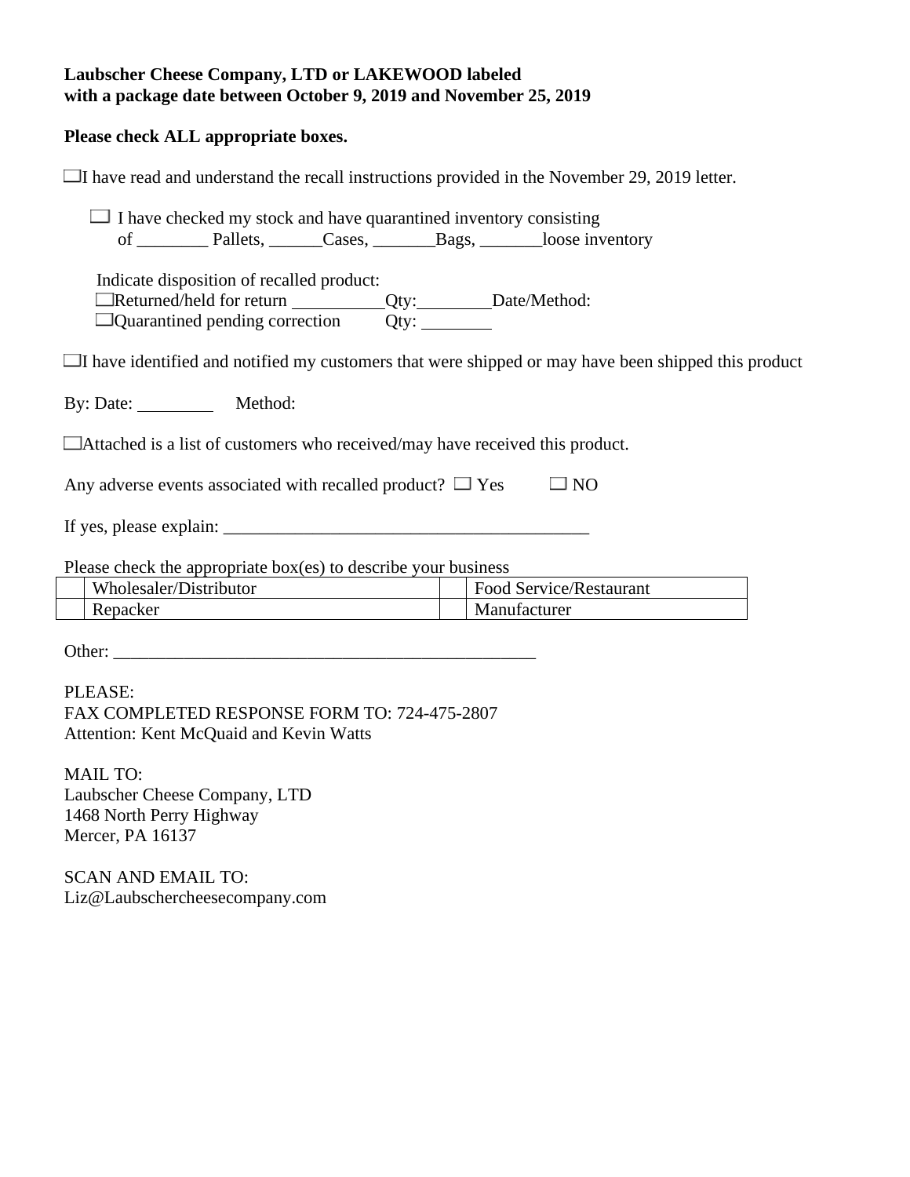**Laubscher Cheese Company, LTD or LAKEWOOD labeled**
**with a package date between October 9, 2019 and November 25, 2019**

**Please check ALL appropriate boxes.**

☐I have read and understand the recall instructions provided in the November 29, 2019 letter.

☐ I have checked my stock and have quarantined inventory consisting of ________ Pallets, ______Cases, _______Bags, _______loose inventory

Indicate disposition of recalled product:
☐Returned/held for return __________Qty:________Date/Method:
☐Quarantined pending correction Qty: ________

☐I have identified and notified my customers that were shipped or may have been shipped this product

By: Date: _________ Method:

☐Attached is a list of customers who received/may have received this product.

Any adverse events associated with recalled product? ☐ Yes ☐ NO

If yes, please explain: _________________________________________

Please check the appropriate box(es) to describe your business

| | | | |
|---|---|---|---|
| | Wholesaler/Distributor | | Food Service/Restaurant |
| | Repacker | | Manufacturer |

Other: _________________________________________________

PLEASE:
FAX COMPLETED RESPONSE FORM TO: 724-475-2807
Attention: Kent McQuaid and Kevin Watts

MAIL TO:
Laubscher Cheese Company, LTD
1468 North Perry Highway
Mercer, PA 16137

SCAN AND EMAIL TO:
Liz@Laubschercheesecompany.com